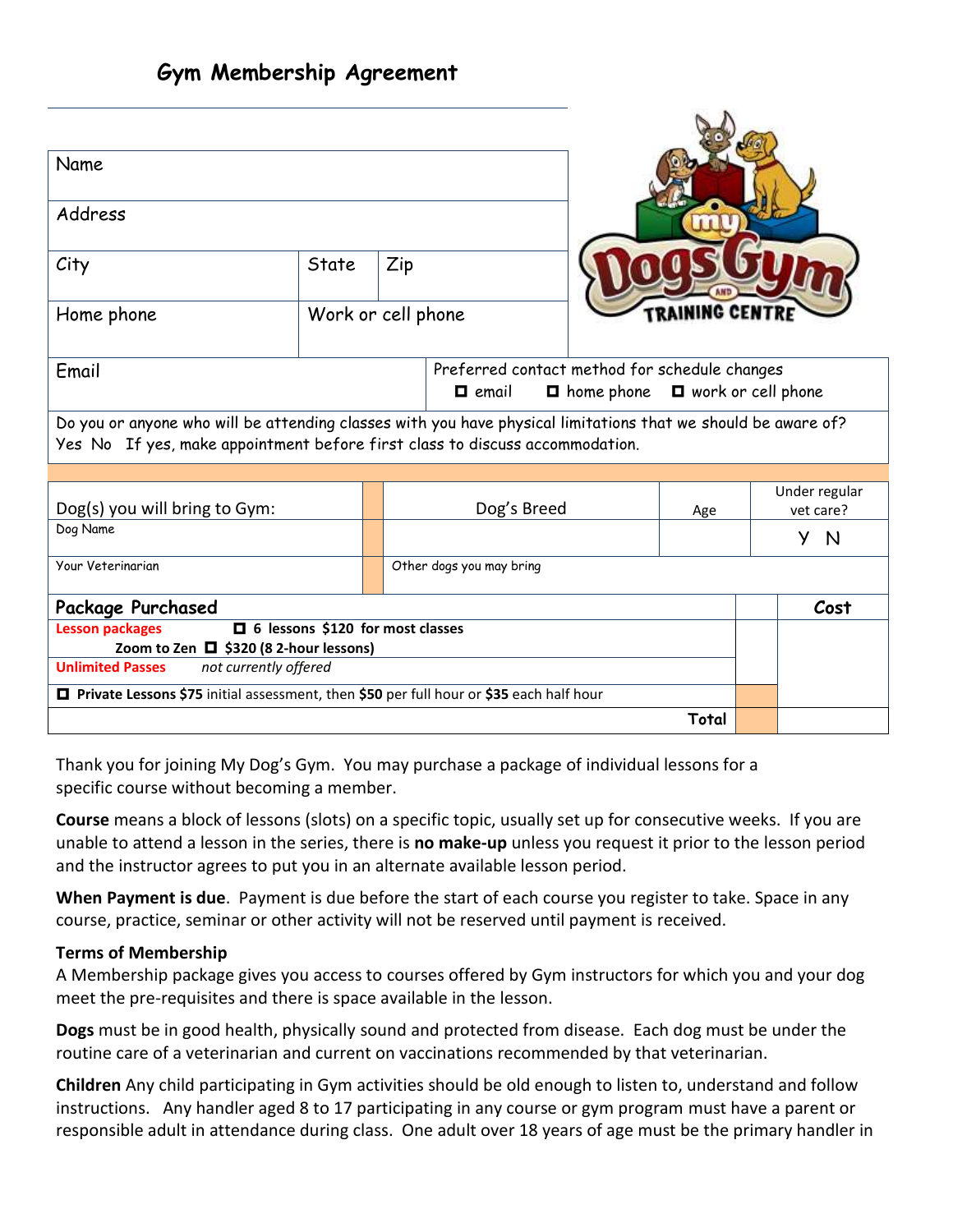# Gym Membership Agreement

| Name | | |
|---|---|---|
| Address | | |
| City | State | Zip |
| Home phone | Work or cell phone | |

| Email | Preferred contact method for schedule changes<br>☐ email ☐ home phone ☐ work or cell phone |
|---|---|

Do you or anyone who will be attending classes with you have physical limitations that we should be aware of?
Yes No If yes, make appointment before first class to discuss accommodation.

| Dog(s) you will bring to Gym: | Dog's Breed | Age | Under regular vet care? |
|---|---|---|---|
| Dog Name | | | Y N |
| Your Veterinarian | Other dogs you may bring | | |

| Package Purchased | | Cost |
|---|---|---|
| **Lesson packages** ☐ **6 lessons $120 for most classes**<br>**Zoom to Zen** ☐ **$320 (8 2-hour lessons)** | | |
| **Unlimited Passes** *not currently offered* | | |
| ☐ **Private Lessons $75** initial assessment, then **$50** per full hour or **$35** each half hour | | |
| **Total** | | |

Thank you for joining My Dog's Gym. You may purchase a package of individual lessons for a specific course without becoming a member.

**Course** means a block of lessons (slots) on a specific topic, usually set up for consecutive weeks. If you are unable to attend a lesson in the series, there is **no make-up** unless you request it prior to the lesson period and the instructor agrees to put you in an alternate available lesson period.

**When Payment is due**. Payment is due before the start of each course you register to take. Space in any course, practice, seminar or other activity will not be reserved until payment is received.

**Terms of Membership**
A Membership package gives you access to courses offered by Gym instructors for which you and your dog meet the pre-requisites and there is space available in the lesson.

**Dogs** must be in good health, physically sound and protected from disease. Each dog must be under the routine care of a veterinarian and current on vaccinations recommended by that veterinarian.

**Children** Any child participating in Gym activities should be old enough to listen to, understand and follow instructions. Any handler aged 8 to 17 participating in any course or gym program must have a parent or responsible adult in attendance during class. One adult over 18 years of age must be the primary handler in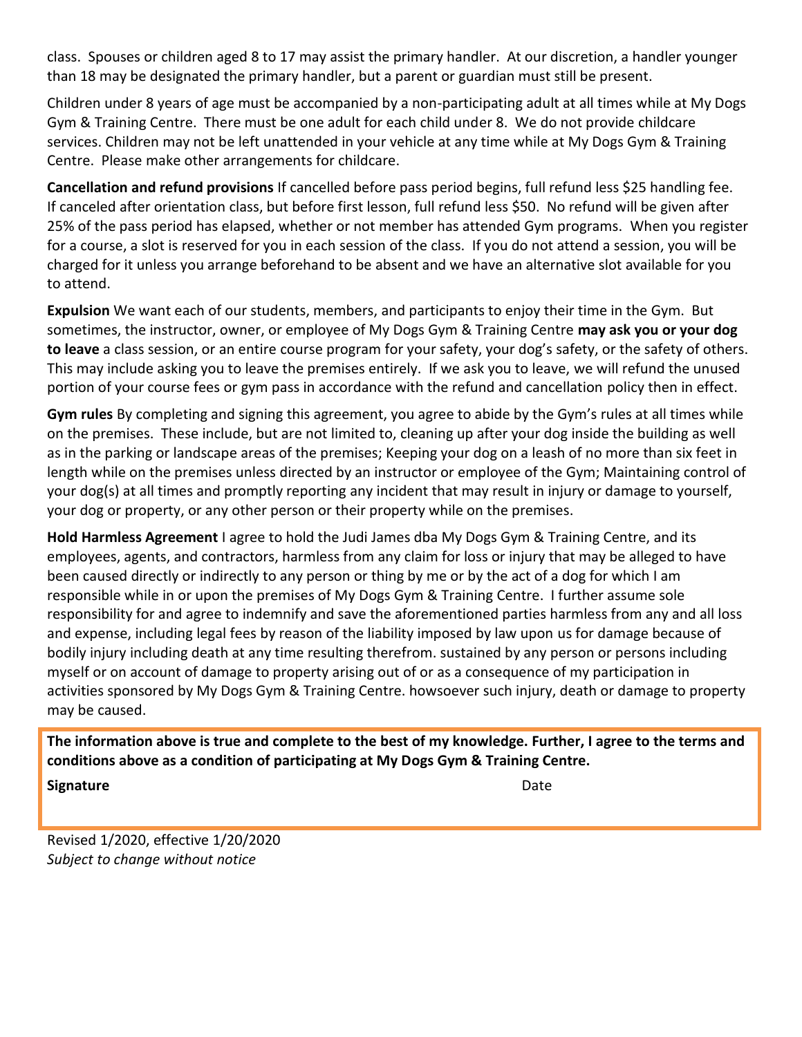class. Spouses or children aged 8 to 17 may assist the primary handler. At our discretion, a handler younger than 18 may be designated the primary handler, but a parent or guardian must still be present.

Children under 8 years of age must be accompanied by a non-participating adult at all times while at My Dogs Gym & Training Centre. There must be one adult for each child under 8. We do not provide childcare services. Children may not be left unattended in your vehicle at any time while at My Dogs Gym & Training Centre. Please make other arrangements for childcare.

**Cancellation and refund provisions** If cancelled before pass period begins, full refund less $25 handling fee. If canceled after orientation class, but before first lesson, full refund less $50. No refund will be given after 25% of the pass period has elapsed, whether or not member has attended Gym programs. When you register for a course, a slot is reserved for you in each session of the class. If you do not attend a session, you will be charged for it unless you arrange beforehand to be absent and we have an alternative slot available for you to attend.

**Expulsion** We want each of our students, members, and participants to enjoy their time in the Gym. But sometimes, the instructor, owner, or employee of My Dogs Gym & Training Centre **may ask you or your dog to leave** a class session, or an entire course program for your safety, your dog's safety, or the safety of others. This may include asking you to leave the premises entirely. If we ask you to leave, we will refund the unused portion of your course fees or gym pass in accordance with the refund and cancellation policy then in effect.

**Gym rules** By completing and signing this agreement, you agree to abide by the Gym's rules at all times while on the premises. These include, but are not limited to, cleaning up after your dog inside the building as well as in the parking or landscape areas of the premises; Keeping your dog on a leash of no more than six feet in length while on the premises unless directed by an instructor or employee of the Gym; Maintaining control of your dog(s) at all times and promptly reporting any incident that may result in injury or damage to yourself, your dog or property, or any other person or their property while on the premises.

**Hold Harmless Agreement** I agree to hold the Judi James dba My Dogs Gym & Training Centre, and its employees, agents, and contractors, harmless from any claim for loss or injury that may be alleged to have been caused directly or indirectly to any person or thing by me or by the act of a dog for which I am responsible while in or upon the premises of My Dogs Gym & Training Centre. I further assume sole responsibility for and agree to indemnify and save the aforementioned parties harmless from any and all loss and expense, including legal fees by reason of the liability imposed by law upon us for damage because of bodily injury including death at any time resulting therefrom. sustained by any person or persons including myself or on account of damage to property arising out of or as a consequence of my participation in activities sponsored by My Dogs Gym & Training Centre. howsoever such injury, death or damage to property may be caused.

**The information above is true and complete to the best of my knowledge. Further, I agree to the terms and conditions above as a condition of participating at My Dogs Gym & Training Centre.**

**Signature** Date

Revised 1/2020, effective 1/20/2020
*Subject to change without notice*